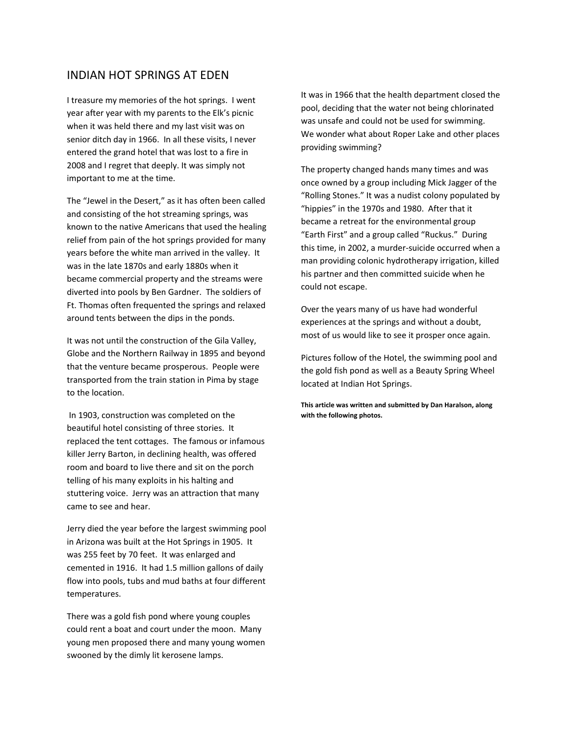# INDIAN HOT SPRINGS AT EDEN

I treasure my memories of the hot springs. I went year after year with my parents to the Elk's picnic when it was held there and my last visit was on senior ditch day in 1966. In all these visits, I never entered the grand hotel that was lost to a fire in 2008 and I regret that deeply. It was simply not important to me at the time.

The "Jewel in the Desert," as it has often been called and consisting of the hot streaming springs, was known to the native Americans that used the healing relief from pain of the hot springs provided for many years before the white man arrived in the valley. It was in the late 1870s and early 1880s when it became commercial property and the streams were diverted into pools by Ben Gardner. The soldiers of Ft. Thomas often frequented the springs and relaxed around tents between the dips in the ponds.

It was not until the construction of the Gila Valley, Globe and the Northern Railway in 1895 and beyond that the venture became prosperous. People were transported from the train station in Pima by stage to the location.

In 1903, construction was completed on the beautiful hotel consisting of three stories. It replaced the tent cottages. The famous or infamous killer Jerry Barton, in declining health, was offered room and board to live there and sit on the porch telling of his many exploits in his halting and stuttering voice. Jerry was an attraction that many came to see and hear.

Jerry died the year before the largest swimming pool in Arizona was built at the Hot Springs in 1905. It was 255 feet by 70 feet. It was enlarged and cemented in 1916. It had 1.5 million gallons of daily flow into pools, tubs and mud baths at four different temperatures.

There was a gold fish pond where young couples could rent a boat and court under the moon. Many young men proposed there and many young women swooned by the dimly lit kerosene lamps.

It was in 1966 that the health department closed the pool, deciding that the water not being chlorinated was unsafe and could not be used for swimming. We wonder what about Roper Lake and other places providing swimming?

The property changed hands many times and was once owned by a group including Mick Jagger of the "Rolling Stones." It was a nudist colony populated by "hippies" in the 1970s and 1980. After that it became a retreat for the environmental group "Earth First" and a group called "Ruckus." During this time, in 2002, a murder-suicide occurred when a man providing colonic hydrotherapy irrigation, killed his partner and then committed suicide when he could not escape.

Over the years many of us have had wonderful experiences at the springs and without a doubt, most of us would like to see it prosper once again.

Pictures follow of the Hotel, the swimming pool and the gold fish pond as well as a Beauty Spring Wheel located at Indian Hot Springs.

**This article was written and submitted by Dan Haralson, along with the following photos.**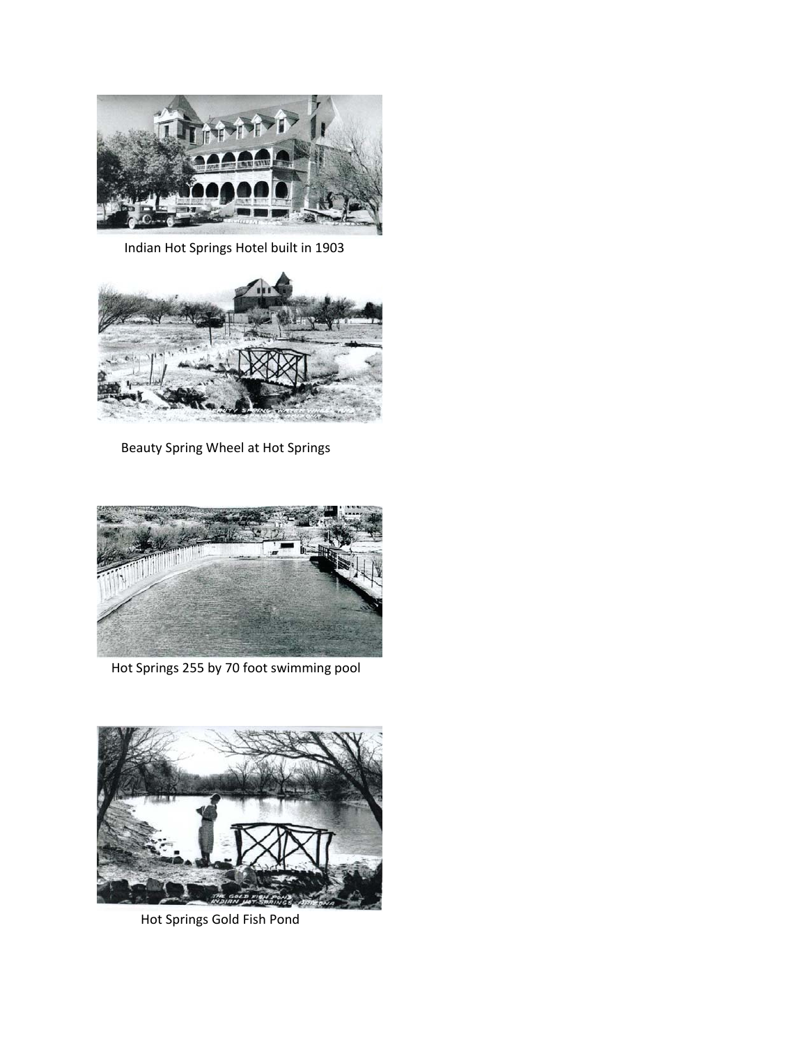Indian Hot Springs Hotel built in 1903

Beauty Spring Wheel at Hot Springs

Hot Springs 255 by 70 foot swimming pool

Hot Springs Gold Fish Pond